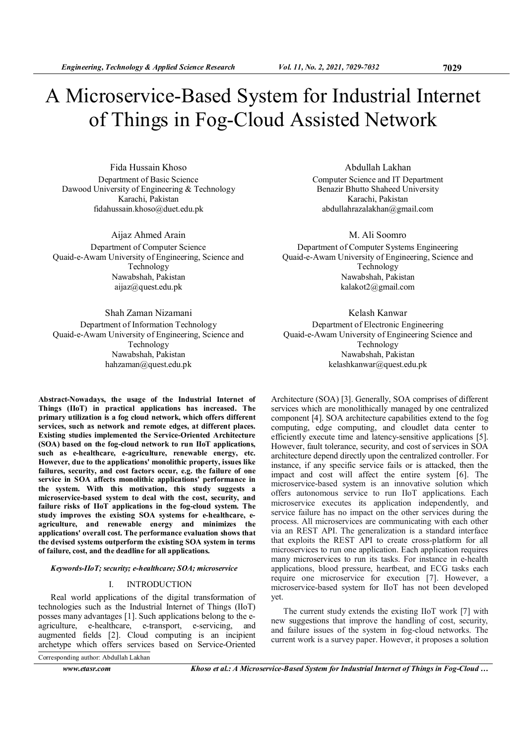# A Microservice-Based System for Industrial Internet of Things in Fog-Cloud Assisted Network

Fida Hussain Khoso
Department of Basic Science
Dawood University of Engineering & Technology
Karachi, Pakistan
fidahussain.khoso@duet.edu.pk

Abdullah Lakhan
Computer Science and IT Department
Benazir Bhutto Shaheed University
Karachi, Pakistan
abdullahrazalakhan@gmail.com

Aijaz Ahmed Arain
Department of Computer Science
Quaid-e-Awam University of Engineering, Science and Technology
Nawabshah, Pakistan
aijaz@quest.edu.pk

M. Ali Soomro
Department of Computer Systems Engineering
Quaid-e-Awam University of Engineering, Science and Technology
Nawabshah, Pakistan
kalakot2@gmail.com

Shah Zaman Nizamani
Department of Information Technology
Quaid-e-Awam University of Engineering, Science and Technology
Nawabshah, Pakistan
hahzaman@quest.edu.pk

Kelash Kanwar
Department of Electronic Engineering
Quaid-e-Awam University of Engineering Science and Technology
Nawabshah, Pakistan
kelashkanwar@quest.edu.pk

**Abstract-Nowadays, the usage of the Industrial Internet of Things (IIoT) in practical applications has increased. The primary utilization is a fog cloud network, which offers different services, such as network and remote edges, at different places. Existing studies implemented the Service-Oriented Architecture (SOA) based on the fog-cloud network to run IIoT applications, such as e-healthcare, e-agriculture, renewable energy, etc. However, due to the applications' monolithic property, issues like failures, security, and cost factors occur, e.g. the failure of one service in SOA affects monolithic applications' performance in the system. With this motivation, this study suggests a microservice-based system to deal with the cost, security, and failure risks of IIoT applications in the fog-cloud system. The study improves the existing SOA systems for e-healthcare, e-agriculture, and renewable energy and minimizes the applications' overall cost. The performance evaluation shows that the devised systems outperform the existing SOA system in terms of failure, cost, and the deadline for all applications.**

***Keywords-IIoT; security; e-healthcare; SOA; microservice***

## I. INTRODUCTION

Real world applications of the digital transformation of technologies such as the Industrial Internet of Things (IIoT) posses many advantages [1]. Such applications belong to the e-agriculture, e-healthcare, e-transport, e-servicing, and augmented fields [2]. Cloud computing is an incipient archetype which offers services based on Service-Oriented Architecture (SOA) [3]. Generally, SOA comprises of different services which are monolithically managed by one centralized component [4]. SOA architecture capabilities extend to the fog computing, edge computing, and cloudlet data center to efficiently execute time and latency-sensitive applications [5]. However, fault tolerance, security, and cost of services in SOA architecture depend directly upon the centralized controller. For instance, if any specific service fails or is attacked, then the impact and cost will affect the entire system [6]. The microservice-based system is an innovative solution which offers autonomous service to run IIoT applications. Each microservice executes its application independently, and service failure has no impact on the other services during the process. All microservices are communicating with each other via an REST API. The generalization is a standard interface that exploits the REST API to create cross-platform for all microservices to run one application. Each application requires many microservices to run its tasks. For instance in e-health applications, blood pressure, heartbeat, and ECG tasks each require one microservice for execution [7]. However, a microservice-based system for IIoT has not been developed yet.

The current study extends the existing IIoT work [7] with new suggestions that improve the handling of cost, security, and failure issues of the system in fog-cloud networks. The current work is a survey paper. However, it proposes a solution

Corresponding author: Abdullah Lakhan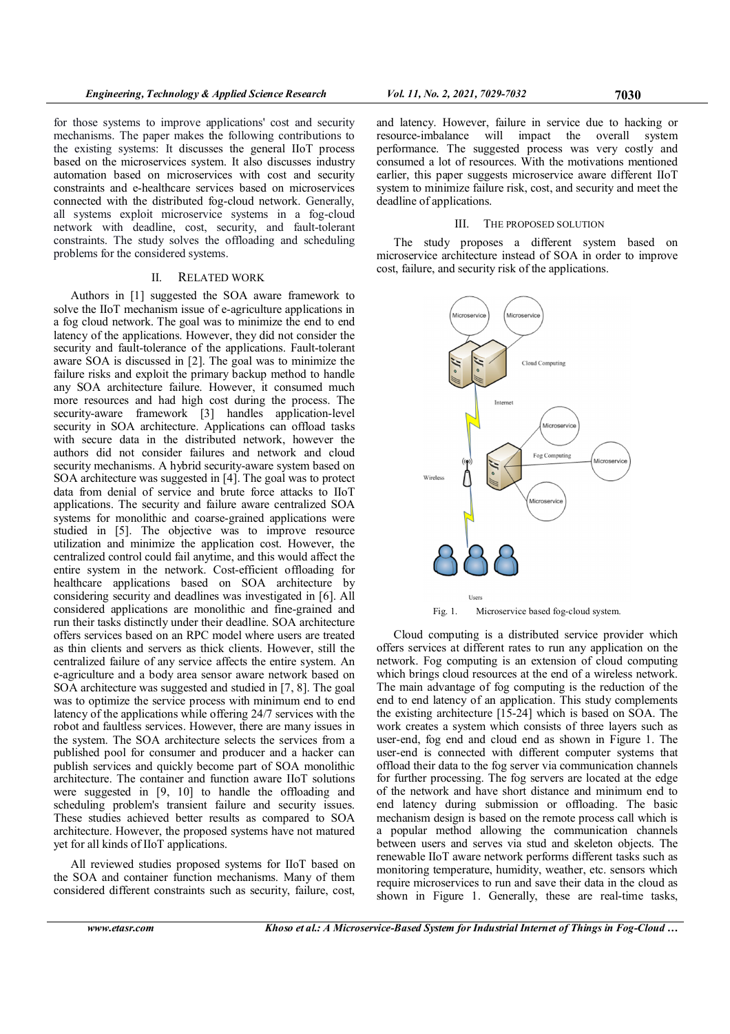for those systems to improve applications' cost and security mechanisms. The paper makes the following contributions to the existing systems: It discusses the general IIoT process based on the microservices system. It also discusses industry automation based on microservices with cost and security constraints and e-healthcare services based on microservices connected with the distributed fog-cloud network. Generally, all systems exploit microservice systems in a fog-cloud network with deadline, cost, security, and fault-tolerant constraints. The study solves the offloading and scheduling problems for the considered systems.

## II. RELATED WORK

Authors in [1] suggested the SOA aware framework to solve the IIoT mechanism issue of e-agriculture applications in a fog cloud network. The goal was to minimize the end to end latency of the applications. However, they did not consider the security and fault-tolerance of the applications. Fault-tolerant aware SOA is discussed in [2]. The goal was to minimize the failure risks and exploit the primary backup method to handle any SOA architecture failure. However, it consumed much more resources and had high cost during the process. The security-aware framework [3] handles application-level security in SOA architecture. Applications can offload tasks with secure data in the distributed network, however the authors did not consider failures and network and cloud security mechanisms. A hybrid security-aware system based on SOA architecture was suggested in [4]. The goal was to protect data from denial of service and brute force attacks to IIoT applications. The security and failure aware centralized SOA systems for monolithic and coarse-grained applications were studied in [5]. The objective was to improve resource utilization and minimize the application cost. However, the centralized control could fail anytime, and this would affect the entire system in the network. Cost-efficient offloading for healthcare applications based on SOA architecture by considering security and deadlines was investigated in [6]. All considered applications are monolithic and fine-grained and run their tasks distinctly under their deadline. SOA architecture offers services based on an RPC model where users are treated as thin clients and servers as thick clients. However, still the centralized failure of any service affects the entire system. An e-agriculture and a body area sensor aware network based on SOA architecture was suggested and studied in [7, 8]. The goal was to optimize the service process with minimum end to end latency of the applications while offering 24/7 services with the robot and faultless services. However, there are many issues in the system. The SOA architecture selects the services from a published pool for consumer and producer and a hacker can publish services and quickly become part of SOA monolithic architecture. The container and function aware IIoT solutions were suggested in [9, 10] to handle the offloading and scheduling problem's transient failure and security issues. These studies achieved better results as compared to SOA architecture. However, the proposed systems have not matured yet for all kinds of IIoT applications.

All reviewed studies proposed systems for IIoT based on the SOA and container function mechanisms. Many of them considered different constraints such as security, failure, cost, and latency. However, failure in service due to hacking or resource-imbalance will impact the overall system performance. The suggested process was very costly and consumed a lot of resources. With the motivations mentioned earlier, this paper suggests microservice aware different IIoT system to minimize failure risk, cost, and security and meet the deadline of applications.

## III. THE PROPOSED SOLUTION

The study proposes a different system based on microservice architecture instead of SOA in order to improve cost, failure, and security risk of the applications.

Fig. 1. Microservice based fog-cloud system.

Cloud computing is a distributed service provider which offers services at different rates to run any application on the network. Fog computing is an extension of cloud computing which brings cloud resources at the end of a wireless network. The main advantage of fog computing is the reduction of the end to end latency of an application. This study complements the existing architecture [15-24] which is based on SOA. The work creates a system which consists of three layers such as user-end, fog end and cloud end as shown in Figure 1. The user-end is connected with different computer systems that offload their data to the fog server via communication channels for further processing. The fog servers are located at the edge of the network and have short distance and minimum end to end latency during submission or offloading. The basic mechanism design is based on the remote process call which is a popular method allowing the communication channels between users and serves via stud and skeleton objects. The renewable IIoT aware network performs different tasks such as monitoring temperature, humidity, weather, etc. sensors which require microservices to run and save their data in the cloud as shown in Figure 1. Generally, these are real-time tasks,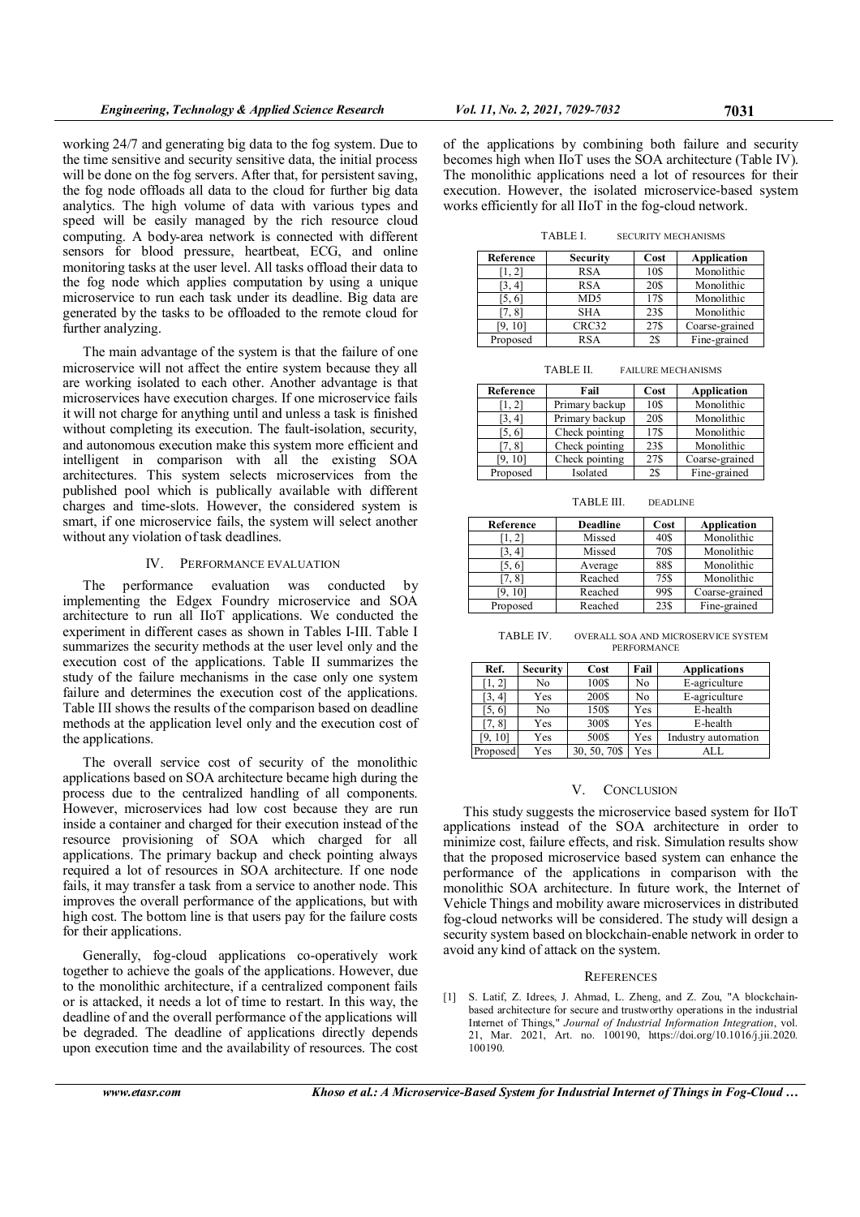working 24/7 and generating big data to the fog system. Due to the time sensitive and security sensitive data, the initial process will be done on the fog servers. After that, for persistent saving, the fog node offloads all data to the cloud for further big data analytics. The high volume of data with various types and speed will be easily managed by the rich resource cloud computing. A body-area network is connected with different sensors for blood pressure, heartbeat, ECG, and online monitoring tasks at the user level. All tasks offload their data to the fog node which applies computation by using a unique microservice to run each task under its deadline. Big data are generated by the tasks to be offloaded to the remote cloud for further analyzing.

The main advantage of the system is that the failure of one microservice will not affect the entire system because they all are working isolated to each other. Another advantage is that microservices have execution charges. If one microservice fails it will not charge for anything until and unless a task is finished without completing its execution. The fault-isolation, security, and autonomous execution make this system more efficient and intelligent in comparison with all the existing SOA architectures. This system selects microservices from the published pool which is publically available with different charges and time-slots. However, the considered system is smart, if one microservice fails, the system will select another without any violation of task deadlines.

## IV. Performance Evaluation

The performance evaluation was conducted by implementing the Edgex Foundry microservice and SOA architecture to run all IIoT applications. We conducted the experiment in different cases as shown in Tables I-III. Table I summarizes the security methods at the user level only and the execution cost of the applications. Table II summarizes the study of the failure mechanisms in the case only one system failure and determines the execution cost of the applications. Table III shows the results of the comparison based on deadline methods at the application level only and the execution cost of the applications.

The overall service cost of security of the monolithic applications based on SOA architecture became high during the process due to the centralized handling of all components. However, microservices had low cost because they are run inside a container and charged for their execution instead of the resource provisioning of SOA which charged for all applications. The primary backup and check pointing always required a lot of resources in SOA architecture. If one node fails, it may transfer a task from a service to another node. This improves the overall performance of the applications, but with high cost. The bottom line is that users pay for the failure costs for their applications.

Generally, fog-cloud applications co-operatively work together to achieve the goals of the applications. However, due to the monolithic architecture, if a centralized component fails or is attacked, it needs a lot of time to restart. In this way, the deadline of and the overall performance of the applications will be degraded. The deadline of applications directly depends upon execution time and the availability of resources. The cost of the applications by combining both failure and security becomes high when IIoT uses the SOA architecture (Table IV). The monolithic applications need a lot of resources for their execution. However, the isolated microservice-based system works efficiently for all IIoT in the fog-cloud network.

TABLE I. SECURITY MECHANISMS

| Reference | Security | Cost | Application |
|---|---|---|---|
| [1, 2] | RSA | 10$ | Monolithic |
| [3, 4] | RSA | 20$ | Monolithic |
| [5, 6] | MD5 | 17$ | Monolithic |
| [7, 8] | SHA | 23$ | Monolithic |
| [9, 10] | CRC32 | 27$ | Coarse-grained |
| Proposed | RSA | 2$ | Fine-grained |

TABLE II. FAILURE MECHANISMS

| Reference | Fail | Cost | Application |
|---|---|---|---|
| [1, 2] | Primary backup | 10$ | Monolithic |
| [3, 4] | Primary backup | 20$ | Monolithic |
| [5, 6] | Check pointing | 17$ | Monolithic |
| [7, 8] | Check pointing | 23$ | Monolithic |
| [9, 10] | Check pointing | 27$ | Coarse-grained |
| Proposed | Isolated | 2$ | Fine-grained |

TABLE III. DEADLINE

| Reference | Deadline | Cost | Application |
|---|---|---|---|
| [1, 2] | Missed | 40$ | Monolithic |
| [3, 4] | Missed | 70$ | Monolithic |
| [5, 6] | Average | 88$ | Monolithic |
| [7, 8] | Reached | 75$ | Monolithic |
| [9, 10] | Reached | 99$ | Coarse-grained |
| Proposed | Reached | 23$ | Fine-grained |

TABLE IV. OVERALL SOA AND MICROSERVICE SYSTEM PERFORMANCE

| Ref. | Security | Cost | Fail | Applications |
|---|---|---|---|---|
| [1, 2] | No | 100$ | No | E-agriculture |
| [3, 4] | Yes | 200$ | No | E-agriculture |
| [5, 6] | No | 150$ | Yes | E-health |
| [7, 8] | Yes | 300$ | Yes | E-health |
| [9, 10] | Yes | 500$ | Yes | Industry automation |
| Proposed | Yes | 30, 50, 70$ | Yes | ALL |

## V. Conclusion

This study suggests the microservice based system for IIoT applications instead of the SOA architecture in order to minimize cost, failure effects, and risk. Simulation results show that the proposed microservice based system can enhance the performance of the applications in comparison with the monolithic SOA architecture. In future work, the Internet of Vehicle Things and mobility aware microservices in distributed fog-cloud networks will be considered. The study will design a security system based on blockchain-enable network in order to avoid any kind of attack on the system.

## References

[1] S. Latif, Z. Idrees, J. Ahmad, L. Zheng, and Z. Zou, "A blockchain-based architecture for secure and trustworthy operations in the industrial Internet of Things," *Journal of Industrial Information Integration*, vol. 21, Mar. 2021, Art. no. 100190, https://doi.org/10.1016/j.jii.2020.100190.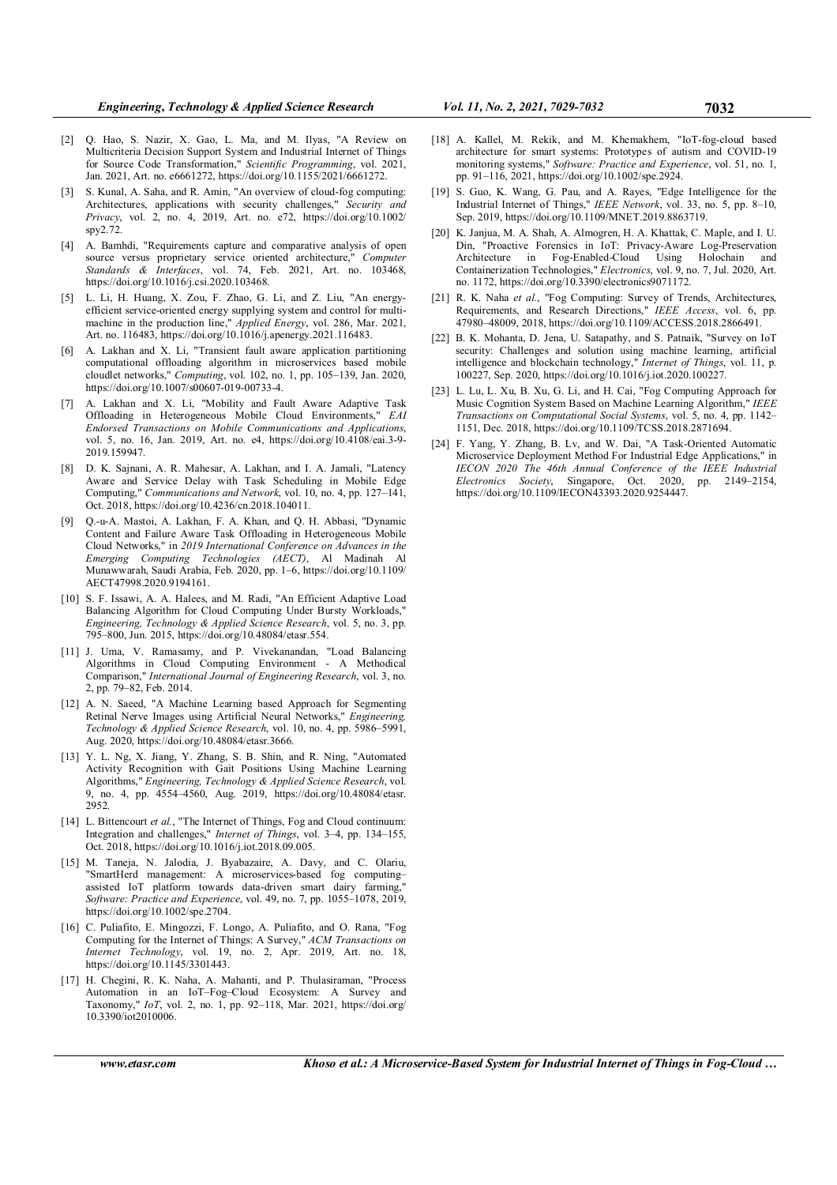[2] Q. Hao, S. Nazir, X. Gao, L. Ma, and M. Ilyas, "A Review on Multicriteria Decision Support System and Industrial Internet of Things for Source Code Transformation," *Scientific Programming*, vol. 2021, Jan. 2021, Art. no. e6661272, https://doi.org/10.1155/2021/6661272.

[3] S. Kunal, A. Saha, and R. Amin, "An overview of cloud-fog computing: Architectures, applications with security challenges," *Security and Privacy*, vol. 2, no. 4, 2019, Art. no. e72, https://doi.org/10.1002/spy2.72.

[4] A. Bamhdi, "Requirements capture and comparative analysis of open source versus proprietary service oriented architecture," *Computer Standards & Interfaces*, vol. 74, Feb. 2021, Art. no. 103468, https://doi.org/10.1016/j.csi.2020.103468.

[5] L. Li, H. Huang, X. Zou, F. Zhao, G. Li, and Z. Liu, "An energy-efficient service-oriented energy supplying system and control for multi-machine in the production line," *Applied Energy*, vol. 286, Mar. 2021, Art. no. 116483, https://doi.org/10.1016/j.apenergy.2021.116483.

[6] A. Lakhan and X. Li, "Transient fault aware application partitioning computational offloading algorithm in microservices based mobile cloudlet networks," *Computing*, vol. 102, no. 1, pp. 105–139, Jan. 2020, https://doi.org/10.1007/s00607-019-00733-4.

[7] A. Lakhan and X. Li, "Mobility and Fault Aware Adaptive Task Offloading in Heterogeneous Mobile Cloud Environments," *EAI Endorsed Transactions on Mobile Communications and Applications*, vol. 5, no. 16, Jan. 2019, Art. no. e4, https://doi.org/10.4108/eai.3-9-2019.159947.

[8] D. K. Sajnani, A. R. Mahesar, A. Lakhan, and I. A. Jamali, "Latency Aware and Service Delay with Task Scheduling in Mobile Edge Computing," *Communications and Network*, vol. 10, no. 4, pp. 127–141, Oct. 2018, https://doi.org/10.4236/cn.2018.104011.

[9] Q.-u-A. Mastoi, A. Lakhan, F. A. Khan, and Q. H. Abbasi, "Dynamic Content and Failure Aware Task Offloading in Heterogeneous Mobile Cloud Networks," in *2019 International Conference on Advances in the Emerging Computing Technologies (AECT)*, Al Madinah Al Munawwarah, Saudi Arabia, Feb. 2020, pp. 1–6, https://doi.org/10.1109/AECT47998.2020.9194161.

[10] S. F. Issawi, A. A. Halees, and M. Radi, "An Efficient Adaptive Load Balancing Algorithm for Cloud Computing Under Bursty Workloads," *Engineering, Technology & Applied Science Research*, vol. 5, no. 3, pp. 795–800, Jun. 2015, https://doi.org/10.48084/etasr.554.

[11] J. Uma, V. Ramasamy, and P. Vivekanandan, "Load Balancing Algorithms in Cloud Computing Environment - A Methodical Comparison," *International Journal of Engineering Research*, vol. 3, no. 2, pp. 79–82, Feb. 2014.

[12] A. N. Saeed, "A Machine Learning based Approach for Segmenting Retinal Nerve Images using Artificial Neural Networks," *Engineering, Technology & Applied Science Research*, vol. 10, no. 4, pp. 5986–5991, Aug. 2020, https://doi.org/10.48084/etasr.3666.

[13] Y. L. Ng, X. Jiang, Y. Zhang, S. B. Shin, and R. Ning, "Automated Activity Recognition with Gait Positions Using Machine Learning Algorithms," *Engineering, Technology & Applied Science Research*, vol. 9, no. 4, pp. 4554–4560, Aug. 2019, https://doi.org/10.48084/etasr.2952.

[14] L. Bittencourt *et al.*, "The Internet of Things, Fog and Cloud continuum: Integration and challenges," *Internet of Things*, vol. 3–4, pp. 134–155, Oct. 2018, https://doi.org/10.1016/j.iot.2018.09.005.

[15] M. Taneja, N. Jalodia, J. Byabazaire, A. Davy, and C. Olariu, "SmartHerd management: A microservices-based fog computing–assisted IoT platform towards data-driven smart dairy farming," *Software: Practice and Experience*, vol. 49, no. 7, pp. 1055–1078, 2019, https://doi.org/10.1002/spe.2704.

[16] C. Puliafito, E. Mingozzi, F. Longo, A. Puliafito, and O. Rana, "Fog Computing for the Internet of Things: A Survey," *ACM Transactions on Internet Technology*, vol. 19, no. 2, Apr. 2019, Art. no. 18, https://doi.org/10.1145/3301443.

[17] H. Chegini, R. K. Naha, A. Mahanti, and P. Thulasiraman, "Process Automation in an IoT–Fog–Cloud Ecosystem: A Survey and Taxonomy," *IoT*, vol. 2, no. 1, pp. 92–118, Mar. 2021, https://doi.org/10.3390/iot2010006.

[18] A. Kallel, M. Rekik, and M. Khemakhem, "IoT-fog-cloud based architecture for smart systems: Prototypes of autism and COVID-19 monitoring systems," *Software: Practice and Experience*, vol. 51, no. 1, pp. 91–116, 2021, https://doi.org/10.1002/spe.2924.

[19] S. Guo, K. Wang, G. Pau, and A. Rayes, "Edge Intelligence for the Industrial Internet of Things," *IEEE Network*, vol. 33, no. 5, pp. 8–10, Sep. 2019, https://doi.org/10.1109/MNET.2019.8863719.

[20] K. Janjua, M. A. Shah, A. Almogren, H. A. Khattak, C. Maple, and I. U. Din, "Proactive Forensics in IoT: Privacy-Aware Log-Preservation Architecture in Fog-Enabled-Cloud Using Holochain and Containerization Technologies," *Electronics*, vol. 9, no. 7, Jul. 2020, Art. no. 1172, https://doi.org/10.3390/electronics9071172.

[21] R. K. Naha *et al.*, "Fog Computing: Survey of Trends, Architectures, Requirements, and Research Directions," *IEEE Access*, vol. 6, pp. 47980–48009, 2018, https://doi.org/10.1109/ACCESS.2018.2866491.

[22] B. K. Mohanta, D. Jena, U. Satapathy, and S. Patnaik, "Survey on IoT security: Challenges and solution using machine learning, artificial intelligence and blockchain technology," *Internet of Things*, vol. 11, p. 100227, Sep. 2020, https://doi.org/10.1016/j.iot.2020.100227.

[23] L. Lu, L. Xu, B. Xu, G. Li, and H. Cai, "Fog Computing Approach for Music Cognition System Based on Machine Learning Algorithm," *IEEE Transactions on Computational Social Systems*, vol. 5, no. 4, pp. 1142–1151, Dec. 2018, https://doi.org/10.1109/TCSS.2018.2871694.

[24] F. Yang, Y. Zhang, B. Lv, and W. Dai, "A Task-Oriented Automatic Microservice Deployment Method For Industrial Edge Applications," in *IECON 2020 The 46th Annual Conference of the IEEE Industrial Electronics Society*, Singapore, Oct. 2020, pp. 2149–2154, https://doi.org/10.1109/IECON43393.2020.9254447.